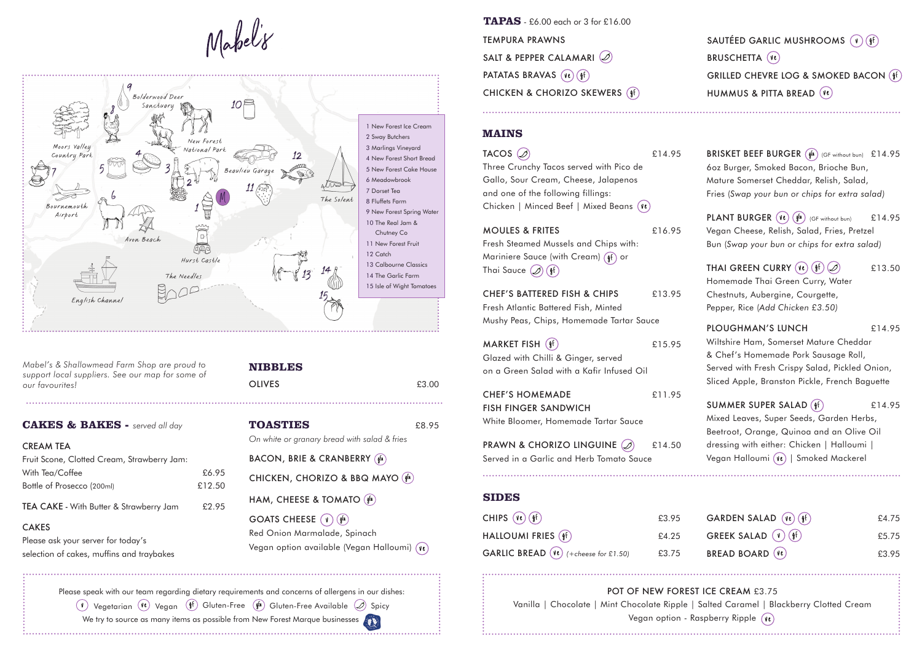# Mabel's

1 New Forest Ice Cream
2 Sway Butchers
3 Marlings Vineyard
4 New Forest Short Bread
5 New Forest Cake House
6 Meadowbrook
7 Dorset Tea
8 Fluffets Farm
9 New Forest Spring Water
10 The Real Jam & Chutney Co
11 New Forest Fruit
12 Catch
13 Calbourne Classics
14 The Garlic Farm
15 Isle of Wight Tomatoes

Moors Valley Country Park · Bolderwood Deer Sanctuary · New Forest National Park · Beaulieu Garage · The Solent · Bournemouth Airport · Avon Beach · Hurst Castle · The Needles · English Channel

*Mabel's & Shallowmead Farm Shop are proud to support local suppliers. See our map for some of our favourites!*

## CAKES & BAKES - *served all day*

**CREAM TEA**
Fruit Scone, Clotted Cream, Strawberry Jam:
With Tea/Coffee £6.95
Bottle of Prosecco (200ml) £12.50

**TEA CAKE** - With Butter & Strawberry Jam £2.95

**CAKES**
Please ask your server for today's selection of cakes, muffins and traybakes

## NIBBLES

OLIVES £3.00

## TOASTIES £8.95

*On white or granary bread with salad & fries*

BACON, BRIE & CRANBERRY (gfa)

CHICKEN, CHORIZO & BBQ MAYO (gfa)

HAM, CHEESE & TOMATO (gfa)

GOATS CHEESE (v) (gfa)
Red Onion Marmalade, Spinach
Vegan option available (Vegan Halloumi) (ve)

Please speak with our team regarding dietary requirements and concerns of allergens in our dishes:
(v) Vegetarian (ve) Vegan (gf) Gluten-Free (gfa) Gluten-Free Available (spicy) Spicy
We try to source as many items as possible from New Forest Marque businesses

## TAPAS - £6.00 each or 3 for £16.00

TEMPURA PRAWNS
SALT & PEPPER CALAMARI (spicy)
PATATAS BRAVAS (ve) (gf)
CHICKEN & CHORIZO SKEWERS (gf)
SAUTÉED GARLIC MUSHROOMS (v) (gf)
BRUSCHETTA (ve)
GRILLED CHEVRE LOG & SMOKED BACON (gf)
HUMMUS & PITTA BREAD (ve)

## MAINS

**TACOS** (spicy) £14.95
Three Crunchy Tacos served with Pico de Gallo, Sour Cream, Cheese, Jalapenos and one of the following fillings:
Chicken | Minced Beef | Mixed Beans (ve)

**MOULES & FRITES** £16.95
Fresh Steamed Mussels and Chips with:
Mariniere Sauce (with Cream) (gf) or
Thai Sauce (spicy) (gf)

**CHEF'S BATTERED FISH & CHIPS** £13.95
Fresh Atlantic Battered Fish, Minted Mushy Peas, Chips, Homemade Tartar Sauce

**MARKET FISH** (gf) £15.95
Glazed with Chilli & Ginger, served on a Green Salad with a Kafir Infused Oil

**CHEF'S HOMEMADE FISH FINGER SANDWICH** £11.95
White Bloomer, Homemade Tartar Sauce

**PRAWN & CHORIZO LINGUINE** (spicy) £14.50
Served in a Garlic and Herb Tomato Sauce

**BRISKET BEEF BURGER** (gfa) (GF without bun) £14.95
6oz Burger, Smoked Bacon, Brioche Bun, Mature Somerset Cheddar, Relish, Salad, Fries (*Swap your bun or chips for extra salad)*

**PLANT BURGER** (ve) (gfa) (GF without bun) £14.95
Vegan Cheese, Relish, Salad, Fries, Pretzel Bun (*Swap your bun or chips for extra salad)*

**THAI GREEN CURRY** (ve) (gf) (spicy) £13.50
Homemade Thai Green Curry, Water Chestnuts, Aubergine, Courgette, Pepper, Rice (*Add Chicken £3.50)*

**PLOUGHMAN'S LUNCH** £14.95
Wiltshire Ham, Somerset Mature Cheddar & Chef's Homemade Pork Sausage Roll, Served with Fresh Crispy Salad, Pickled Onion, Sliced Apple, Branston Pickle, French Baguette

**SUMMER SUPER SALAD** (gf) £14.95
Mixed Leaves, Super Seeds, Garden Herbs, Beetroot, Orange, Quinoa and an Olive Oil dressing with either: Chicken | Halloumi | Vegan Halloumi (ve) | Smoked Mackerel

## SIDES

| Item | Price |
|---|---|
| CHIPS (ve) (gf) | £3.95 |
| HALLOUMI FRIES (gf) | £4.25 |
| GARLIC BREAD (ve) *(+cheese for £1.50)* | £3.75 |
| GARDEN SALAD (ve) (gf) | £4.75 |
| GREEK SALAD (v) (gf) | £5.75 |
| BREAD BOARD (ve) | £3.95 |

**POT OF NEW FOREST ICE CREAM** £3.75
Vanilla | Chocolate | Mint Chocolate Ripple | Salted Caramel | Blackberry Clotted Cream
Vegan option - Raspberry Ripple (ve)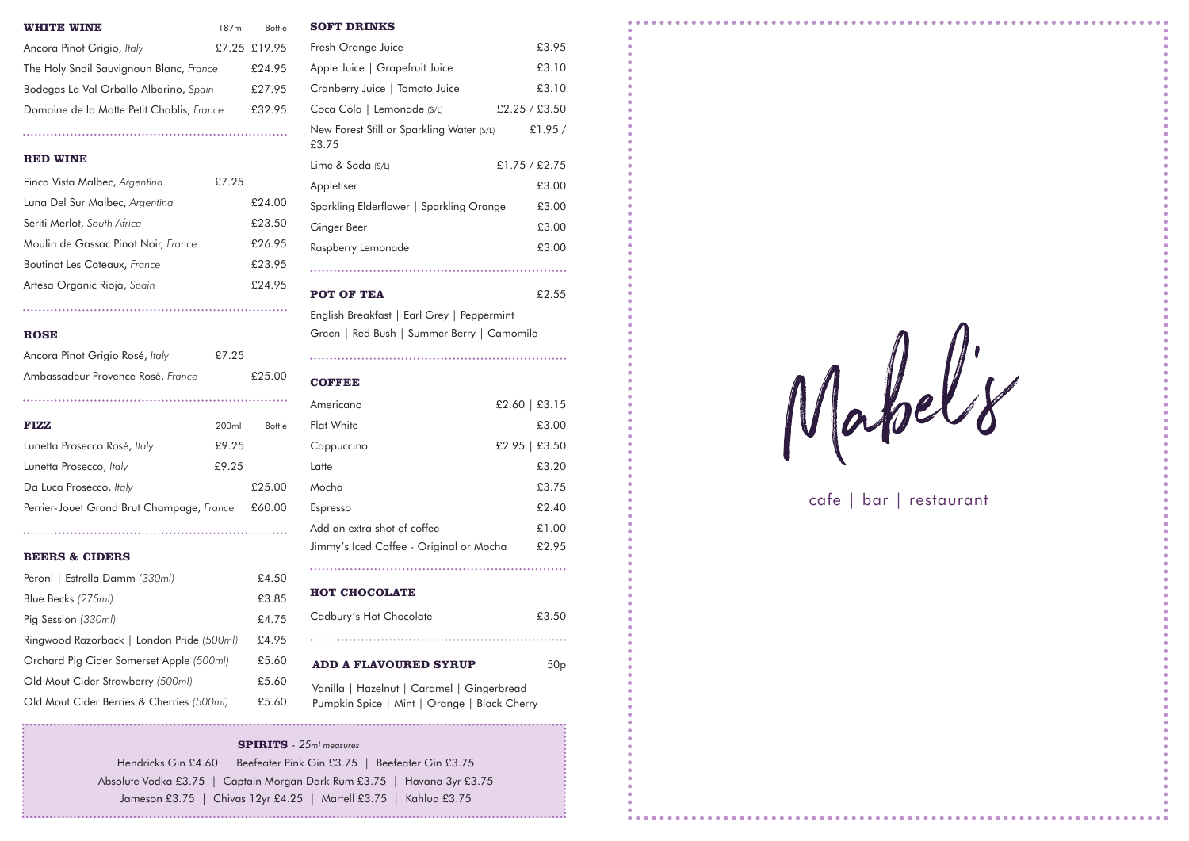## WHITE WINE

| | 187ml | Bottle |
|---|---|---|
| Ancora Pinot Grigio, *Italy* | £7.25 | £19.95 |
| The Holy Snail Sauvignoun Blanc, *France* | | £24.95 |
| Bodegas La Val Orballo Albarino, *Spain* | | £27.95 |
| Domaine de la Motte Petit Chablis, *France* | | £32.95 |

## RED WINE

| | | |
|---|---|---|
| Finca Vista Malbec, *Argentina* | £7.25 | |
| Luna Del Sur Malbec, *Argentina* | | £24.00 |
| Seriti Merlot, *South Africa* | | £23.50 |
| Moulin de Gassac Pinot Noir, *France* | | £26.95 |
| Boutinot Les Coteaux, *France* | | £23.95 |
| Artesa Organic Rioja, *Spain* | | £24.95 |

## ROSE

| | | |
|---|---|---|
| Ancora Pinot Grigio Rosé, *Italy* | £7.25 | |
| Ambassadeur Provence Rosé, *France* | | £25.00 |

## FIZZ

| | 200ml | Bottle |
|---|---|---|
| Lunetta Prosecco Rosé, *Italy* | £9.25 | |
| Lunetta Prosecco, *Italy* | £9.25 | |
| Da Luca Prosecco, *Italy* | | £25.00 |
| Perrier-Jouet Grand Brut Champagne, *France* | | £60.00 |

## BEERS & CIDERS

| | |
|---|---|
| Peroni \| Estrella Damm *(330ml)* | £4.50 |
| Blue Becks *(275ml)* | £3.85 |
| Pig Session *(330ml)* | £4.75 |
| Ringwood Razorback \| London Pride *(500ml)* | £4.95 |
| Orchard Pig Cider Somerset Apple *(500ml)* | £5.60 |
| Old Mout Cider Strawberry *(500ml)* | £5.60 |
| Old Mout Cider Berries & Cherries *(500ml)* | £5.60 |

## SOFT DRINKS

| | |
|---|---|
| Fresh Orange Juice | £3.95 |
| Apple Juice \| Grapefruit Juice | £3.10 |
| Cranberry Juice \| Tomato Juice | £3.10 |
| Coca Cola \| Lemonade (S/L) | £2.25 / £3.50 |
| New Forest Still or Sparkling Water (S/L) | £1.95 / £3.75 |
| Lime & Soda (S/L) | £1.75 / £2.75 |
| Appletiser | £3.00 |
| Sparkling Elderflower \| Sparkling Orange | £3.00 |
| Ginger Beer | £3.00 |
| Raspberry Lemonade | £3.00 |

## POT OF TEA £2.55

English Breakfast | Earl Grey | Peppermint
Green | Red Bush | Summer Berry | Camomile

## COFFEE

| | |
|---|---|
| Americano | £2.60 \| £3.15 |
| Flat White | £3.00 |
| Cappuccino | £2.95 \| £3.50 |
| Latte | £3.20 |
| Mocha | £3.75 |
| Espresso | £2.40 |
| Add an extra shot of coffee | £1.00 |
| Jimmy's Iced Coffee - Original or Mocha | £2.95 |

## HOT CHOCOLATE

| | |
|---|---|
| Cadbury's Hot Chocolate | £3.50 |

## ADD A FLAVOURED SYRUP 50p

Vanilla | Hazelnut | Caramel | Gingerbread
Pumpkin Spice | Mint | Orange | Black Cherry

## SPIRITS - *25ml measures*

Hendricks Gin £4.60 | Beefeater Pink Gin £3.75 | Beefeater Gin £3.75
Absolute Vodka £3.75 | Captain Morgan Dark Rum £3.75 | Havana 3yr £3.75
Jameson £3.75 | Chivas 12yr £4.25 | Martell £3.75 | Kahlua £3.75

# Mabel's

cafe | bar | restaurant